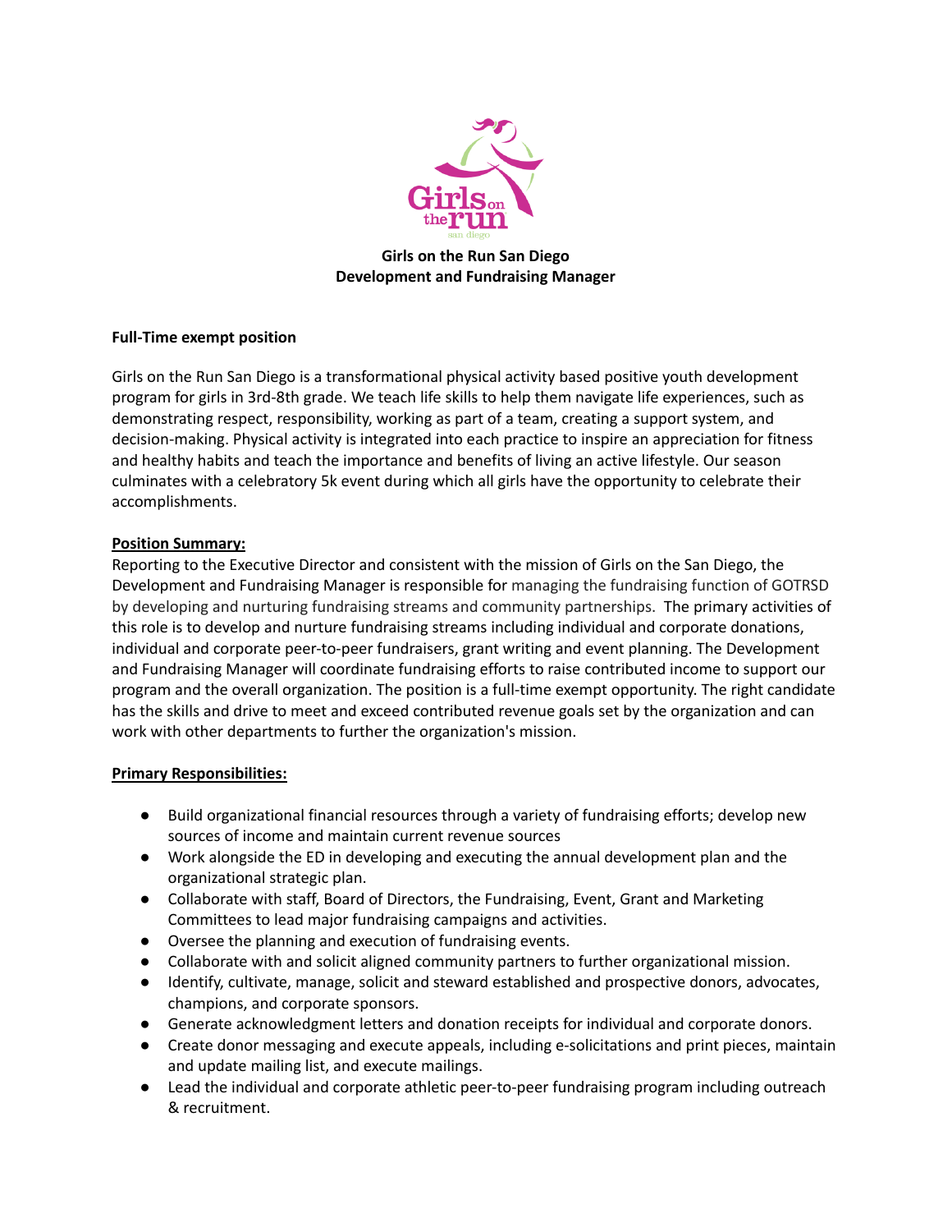**Girls on the Run San Diego**
**Development and Fundraising Manager**

**Full-Time exempt position**

Girls on the Run San Diego is a transformational physical activity based positive youth development program for girls in 3rd-8th grade. We teach life skills to help them navigate life experiences, such as demonstrating respect, responsibility, working as part of a team, creating a support system, and decision-making. Physical activity is integrated into each practice to inspire an appreciation for fitness and healthy habits and teach the importance and benefits of living an active lifestyle. Our season culminates with a celebratory 5k event during which all girls have the opportunity to celebrate their accomplishments.

**Position Summary:**

Reporting to the Executive Director and consistent with the mission of Girls on the San Diego, the Development and Fundraising Manager is responsible for managing the fundraising function of GOTRSD by developing and nurturing fundraising streams and community partnerships. The primary activities of this role is to develop and nurture fundraising streams including individual and corporate donations, individual and corporate peer-to-peer fundraisers, grant writing and event planning. The Development and Fundraising Manager will coordinate fundraising efforts to raise contributed income to support our program and the overall organization. The position is a full-time exempt opportunity. The right candidate has the skills and drive to meet and exceed contributed revenue goals set by the organization and can work with other departments to further the organization's mission.

**Primary Responsibilities:**

- Build organizational financial resources through a variety of fundraising efforts; develop new sources of income and maintain current revenue sources
- Work alongside the ED in developing and executing the annual development plan and the organizational strategic plan.
- Collaborate with staff, Board of Directors, the Fundraising, Event, Grant and Marketing Committees to lead major fundraising campaigns and activities.
- Oversee the planning and execution of fundraising events.
- Collaborate with and solicit aligned community partners to further organizational mission.
- Identify, cultivate, manage, solicit and steward established and prospective donors, advocates, champions, and corporate sponsors.
- Generate acknowledgment letters and donation receipts for individual and corporate donors.
- Create donor messaging and execute appeals, including e-solicitations and print pieces, maintain and update mailing list, and execute mailings.
- Lead the individual and corporate athletic peer-to-peer fundraising program including outreach & recruitment.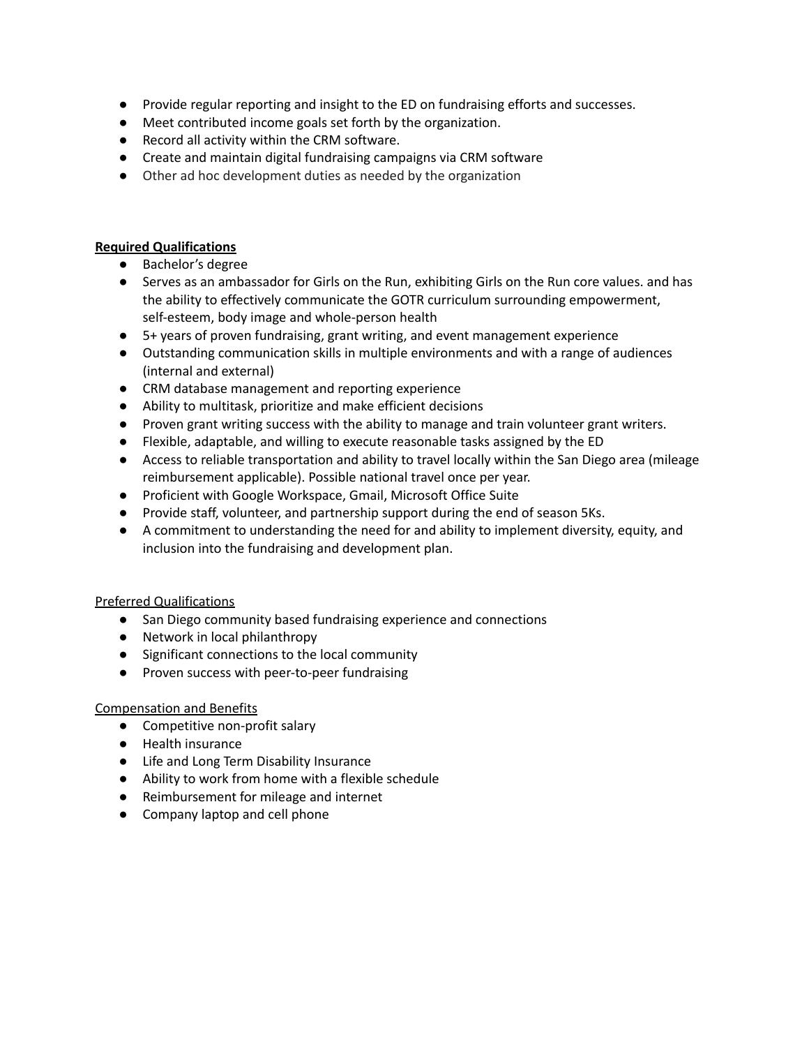- Provide regular reporting and insight to the ED on fundraising efforts and successes.
- Meet contributed income goals set forth by the organization.
- Record all activity within the CRM software.
- Create and maintain digital fundraising campaigns via CRM software
- Other ad hoc development duties as needed by the organization

**Required Qualifications**

- Bachelor's degree
- Serves as an ambassador for Girls on the Run, exhibiting Girls on the Run core values. and has the ability to effectively communicate the GOTR curriculum surrounding empowerment, self-esteem, body image and whole-person health
- 5+ years of proven fundraising, grant writing, and event management experience
- Outstanding communication skills in multiple environments and with a range of audiences (internal and external)
- CRM database management and reporting experience
- Ability to multitask, prioritize and make efficient decisions
- Proven grant writing success with the ability to manage and train volunteer grant writers.
- Flexible, adaptable, and willing to execute reasonable tasks assigned by the ED
- Access to reliable transportation and ability to travel locally within the San Diego area (mileage reimbursement applicable). Possible national travel once per year.
- Proficient with Google Workspace, Gmail, Microsoft Office Suite
- Provide staff, volunteer, and partnership support during the end of season 5Ks.
- A commitment to understanding the need for and ability to implement diversity, equity, and inclusion into the fundraising and development plan.

Preferred Qualifications

- San Diego community based fundraising experience and connections
- Network in local philanthropy
- Significant connections to the local community
- Proven success with peer-to-peer fundraising

Compensation and Benefits

- Competitive non-profit salary
- Health insurance
- Life and Long Term Disability Insurance
- Ability to work from home with a flexible schedule
- Reimbursement for mileage and internet
- Company laptop and cell phone